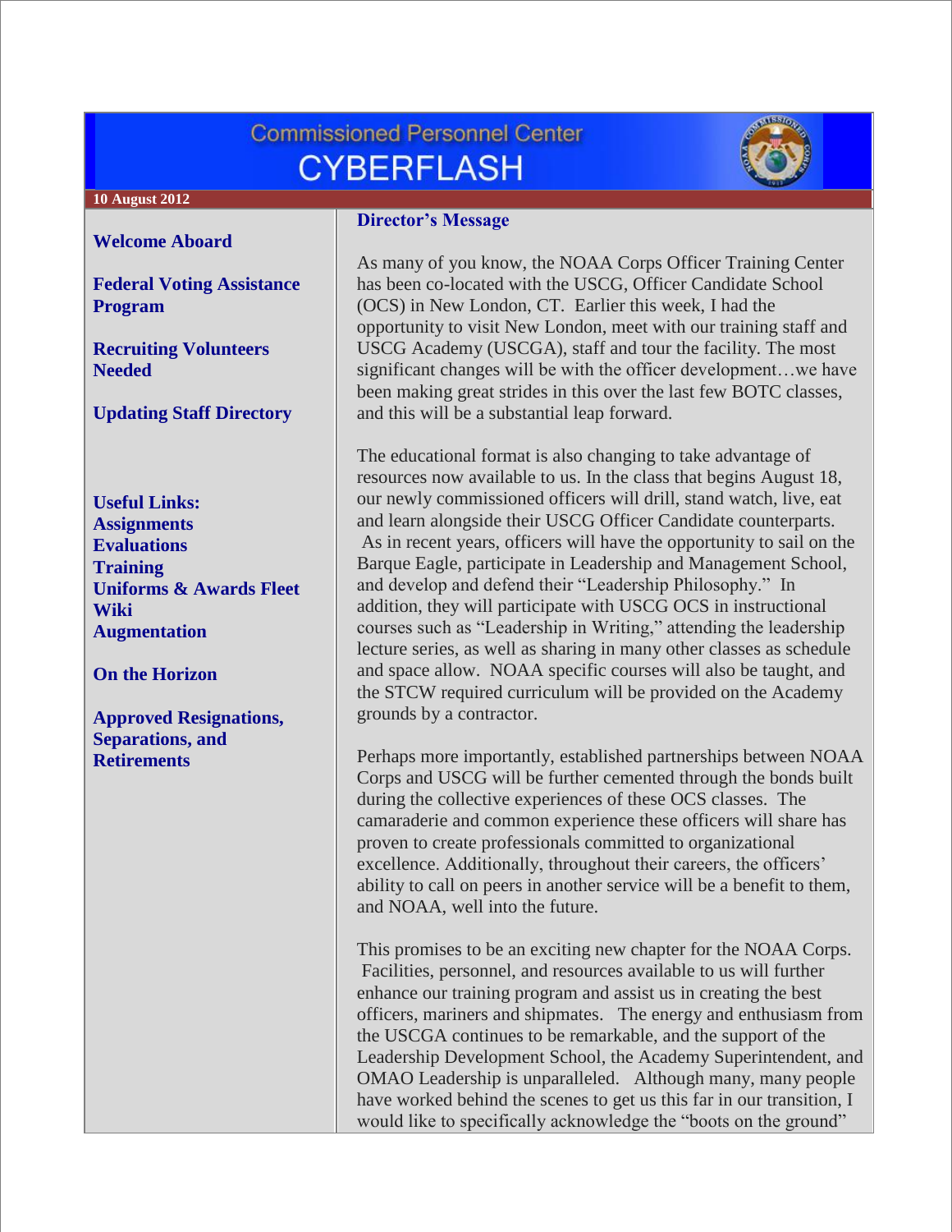# Commissioned Personnel Center
# CYBERFLASH

**10 August 2012**

**Welcome Aboard**

**Federal Voting Assistance Program**

**Recruiting Volunteers Needed**

**Updating Staff Directory**

**Useful Links:**
**Assignments**
**Evaluations**
**Training**
**Uniforms & Awards Fleet Wiki**
**Augmentation**

**On the Horizon**

**Approved Resignations, Separations, and Retirements**

## Director's Message

As many of you know, the NOAA Corps Officer Training Center has been co-located with the USCG, Officer Candidate School (OCS) in New London, CT. Earlier this week, I had the opportunity to visit New London, meet with our training staff and USCG Academy (USCGA), staff and tour the facility. The most significant changes will be with the officer development…we have been making great strides in this over the last few BOTC classes, and this will be a substantial leap forward.

The educational format is also changing to take advantage of resources now available to us. In the class that begins August 18, our newly commissioned officers will drill, stand watch, live, eat and learn alongside their USCG Officer Candidate counterparts. As in recent years, officers will have the opportunity to sail on the Barque Eagle, participate in Leadership and Management School, and develop and defend their "Leadership Philosophy." In addition, they will participate with USCG OCS in instructional courses such as "Leadership in Writing," attending the leadership lecture series, as well as sharing in many other classes as schedule and space allow. NOAA specific courses will also be taught, and the STCW required curriculum will be provided on the Academy grounds by a contractor.

Perhaps more importantly, established partnerships between NOAA Corps and USCG will be further cemented through the bonds built during the collective experiences of these OCS classes. The camaraderie and common experience these officers will share has proven to create professionals committed to organizational excellence. Additionally, throughout their careers, the officers' ability to call on peers in another service will be a benefit to them, and NOAA, well into the future.

This promises to be an exciting new chapter for the NOAA Corps. Facilities, personnel, and resources available to us will further enhance our training program and assist us in creating the best officers, mariners and shipmates. The energy and enthusiasm from the USCGA continues to be remarkable, and the support of the Leadership Development School, the Academy Superintendent, and OMAO Leadership is unparalleled. Although many, many people have worked behind the scenes to get us this far in our transition, I would like to specifically acknowledge the "boots on the ground"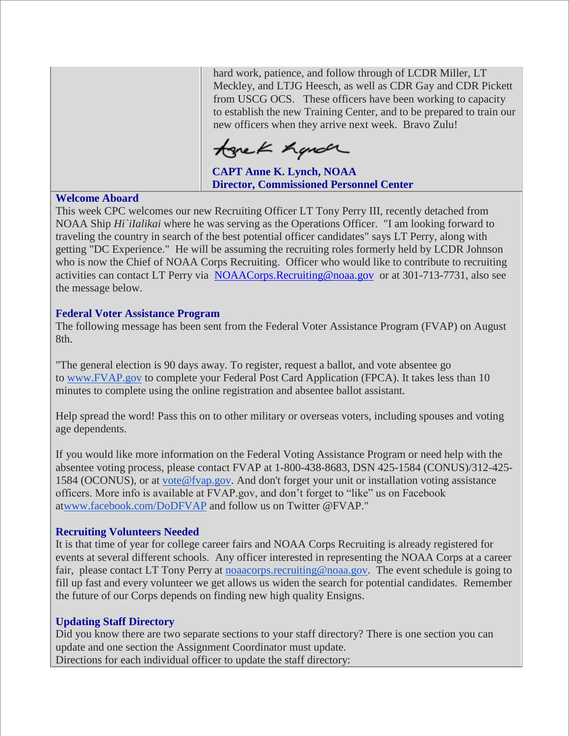hard work, patience, and follow through of LCDR Miller, LT Meckley, and LTJG Heesch, as well as CDR Gay and CDR Pickett from USCG OCS. These officers have been working to capacity to establish the new Training Center, and to be prepared to train our new officers when they arrive next week. Bravo Zulu!

**CAPT Anne K. Lynch, NOAA**
**Director, Commissioned Personnel Center**

### Welcome Aboard

This week CPC welcomes our new Recruiting Officer LT Tony Perry III, recently detached from NOAA Ship *Hi`iIalikai* where he was serving as the Operations Officer. "I am looking forward to traveling the country in search of the best potential officer candidates" says LT Perry, along with getting "DC Experience." He will be assuming the recruiting roles formerly held by LCDR Johnson who is now the Chief of NOAA Corps Recruiting. Officer who would like to contribute to recruiting activities can contact LT Perry via NOAACorps.Recruiting@noaa.gov or at 301-713-7731, also see the message below.

### Federal Voter Assistance Program

The following message has been sent from the Federal Voter Assistance Program (FVAP) on August 8th.

"The general election is 90 days away. To register, request a ballot, and vote absentee go to www.FVAP.gov to complete your Federal Post Card Application (FPCA). It takes less than 10 minutes to complete using the online registration and absentee ballot assistant.

Help spread the word! Pass this on to other military or overseas voters, including spouses and voting age dependents.

If you would like more information on the Federal Voting Assistance Program or need help with the absentee voting process, please contact FVAP at 1-800-438-8683, DSN 425-1584 (CONUS)/312-425-1584 (OCONUS), or at vote@fvap.gov. And don't forget your unit or installation voting assistance officers. More info is available at FVAP.gov, and don't forget to "like" us on Facebook atwww.facebook.com/DoDFVAP and follow us on Twitter @FVAP."

### Recruiting Volunteers Needed

It is that time of year for college career fairs and NOAA Corps Recruiting is already registered for events at several different schools. Any officer interested in representing the NOAA Corps at a career fair, please contact LT Tony Perry at noaacorps.recruiting@noaa.gov. The event schedule is going to fill up fast and every volunteer we get allows us widen the search for potential candidates. Remember the future of our Corps depends on finding new high quality Ensigns.

### Updating Staff Directory

Did you know there are two separate sections to your staff directory? There is one section you can update and one section the Assignment Coordinator must update.
Directions for each individual officer to update the staff directory: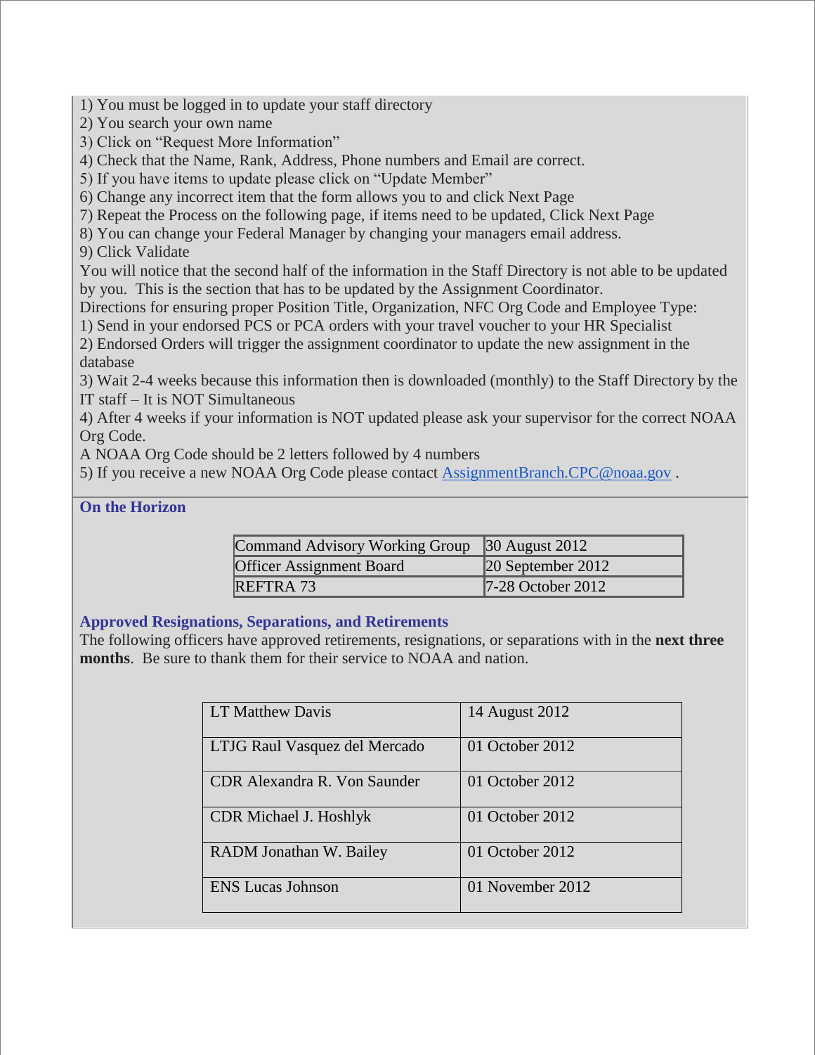1) You must be logged in to update your staff directory
2) You search your own name
3) Click on "Request More Information"
4) Check that the Name, Rank, Address, Phone numbers and Email are correct.
5) If you have items to update please click on "Update Member"
6) Change any incorrect item that the form allows you to and click Next Page
7) Repeat the Process on the following page, if items need to be updated, Click Next Page
8) You can change your Federal Manager by changing your managers email address.
9) Click Validate

You will notice that the second half of the information in the Staff Directory is not able to be updated by you. This is the section that has to be updated by the Assignment Coordinator.

Directions for ensuring proper Position Title, Organization, NFC Org Code and Employee Type:

1) Send in your endorsed PCS or PCA orders with your travel voucher to your HR Specialist
2) Endorsed Orders will trigger the assignment coordinator to update the new assignment in the database
3) Wait 2-4 weeks because this information then is downloaded (monthly) to the Staff Directory by the IT staff – It is NOT Simultaneous
4) After 4 weeks if your information is NOT updated please ask your supervisor for the correct NOAA Org Code.

A NOAA Org Code should be 2 letters followed by 4 numbers

5) If you receive a new NOAA Org Code please contact [AssignmentBranch.CPC@noaa.gov](mailto:AssignmentBranch.CPC@noaa.gov) .

## On the Horizon

| | |
|---|---|
| Command Advisory Working Group | 30 August 2012 |
| Officer Assignment Board | 20 September 2012 |
| REFTRA 73 | 7-28 October 2012 |

## Approved Resignations, Separations, and Retirements

The following officers have approved retirements, resignations, or separations with in the **next three months**. Be sure to thank them for their service to NOAA and nation.

| | |
|---|---|
| LT Matthew Davis | 14 August 2012 |
| LTJG Raul Vasquez del Mercado | 01 October 2012 |
| CDR Alexandra R. Von Saunder | 01 October 2012 |
| CDR Michael J. Hoshlyk | 01 October 2012 |
| RADM Jonathan W. Bailey | 01 October 2012 |
| ENS Lucas Johnson | 01 November 2012 |